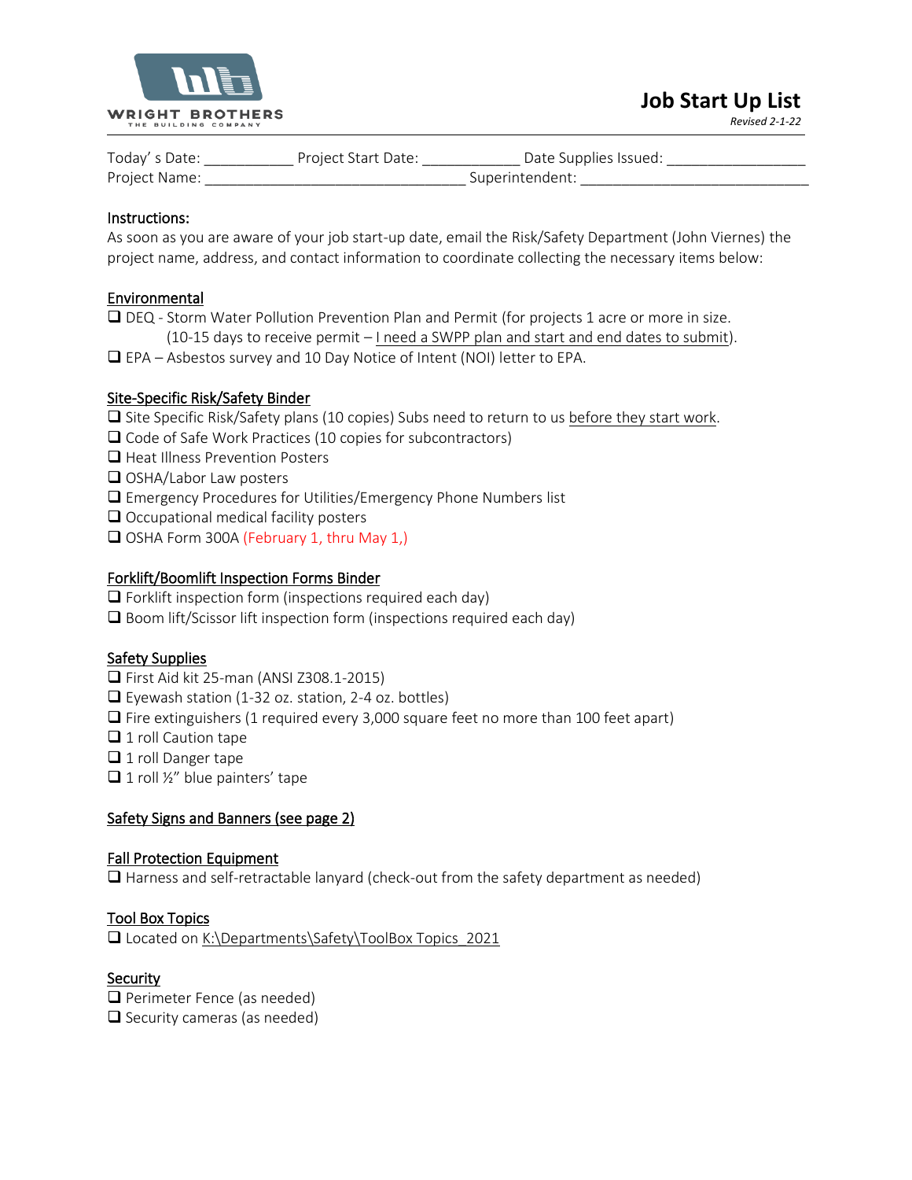WRIGHT BROTHERS
THE BUILDING COMPANY

# Job Start Up List

*Revised 2-1-22*

Today' s Date: ___________ Project Start Date: ____________ Date Supplies Issued: _________________
Project Name: ________________________________ Superintendent: ____________________________

**Instructions:**
As soon as you are aware of your job start-up date, email the Risk/Safety Department (John Viernes) the project name, address, and contact information to coordinate collecting the necessary items below:

## Environmental

- ❑ DEQ - Storm Water Pollution Prevention Plan and Permit (for projects 1 acre or more in size. (10-15 days to receive permit – I need a SWPP plan and start and end dates to submit).
- ❑ EPA – Asbestos survey and 10 Day Notice of Intent (NOI) letter to EPA.

## Site-Specific Risk/Safety Binder

- ❑ Site Specific Risk/Safety plans (10 copies) Subs need to return to us before they start work.
- ❑ Code of Safe Work Practices (10 copies for subcontractors)
- ❑ Heat Illness Prevention Posters
- ❑ OSHA/Labor Law posters
- ❑ Emergency Procedures for Utilities/Emergency Phone Numbers list
- ❑ Occupational medical facility posters
- ❑ OSHA Form 300A (February 1, thru May 1,)

## Forklift/Boomlift Inspection Forms Binder

- ❑ Forklift inspection form (inspections required each day)
- ❑ Boom lift/Scissor lift inspection form (inspections required each day)

## Safety Supplies

- ❑ First Aid kit 25-man (ANSI Z308.1-2015)
- ❑ Eyewash station (1-32 oz. station, 2-4 oz. bottles)
- ❑ Fire extinguishers (1 required every 3,000 square feet no more than 100 feet apart)
- ❑ 1 roll Caution tape
- ❑ 1 roll Danger tape
- ❑ 1 roll ½" blue painters' tape

## Safety Signs and Banners (see page 2)

## Fall Protection Equipment

- ❑ Harness and self-retractable lanyard (check-out from the safety department as needed)

## Tool Box Topics

- ❑ Located on K:\Departments\Safety\ToolBox Topics_2021

## Security

- ❑ Perimeter Fence (as needed)
- ❑ Security cameras (as needed)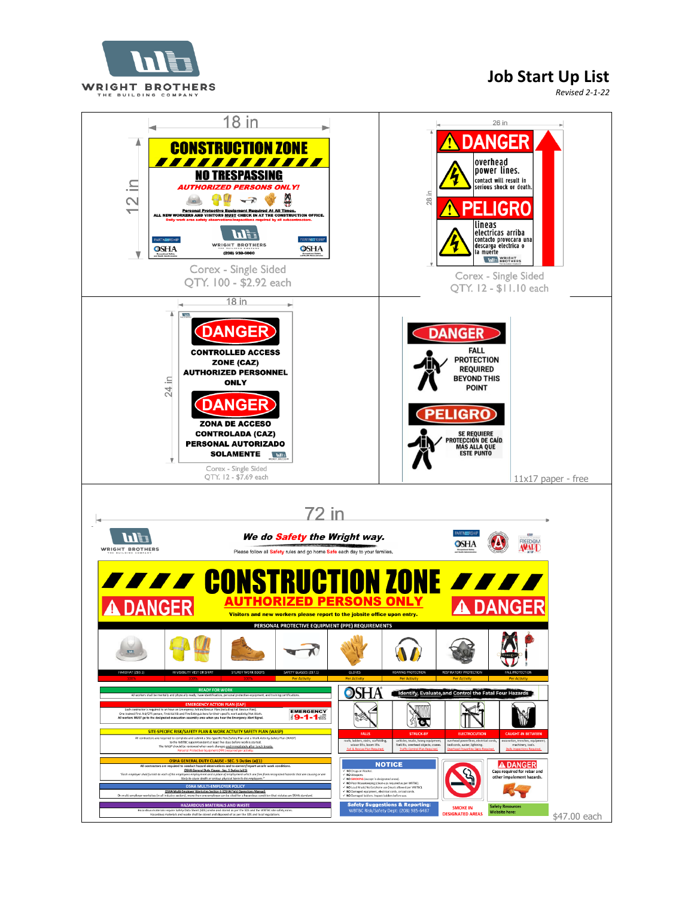# Job Start Up List

*Revised 2-1-22*

WRIGHT BROTHERS
THE BUILDING COMPANY

18 in

12 in

CONSTRUCTION ZONE

NO TRESPASSING

AUTHORIZED PERSONS ONLY!

Personal Protective Equipment Required At All Times.
ALL NEW WORKERS AND VISITORS MUST CHECK IN AT THE CONSTRUCTION OFFICE.
Daily work area safety observations/inspections required by all subcontractors.

PARTNERSHIP OSHA — WRIGHT BROTHERS (208) 938-8000 — PARTNERSHIP OSHA

Corex - Single Sided
QTY. 100 - $2.92 each

26 in

28 in

DANGER
overhead power lines.
contact will result in serious shock or death.

PELIGRO
lineas electricas arriba
contacto provocara una descarga electrica o la muerte

WRIGHT BROTHERS

Corex - Single Sided
QTY. 12 - $11.10 each

18 in

24 in

DANGER
CONTROLLED ACCESS ZONE (CAZ)
AUTHORIZED PERSONNEL ONLY

DANGER
ZONA DE ACCESO CONTROLADA (CAZ)
PERSONAL AUTORIZADO SOLAMENTE

Corex - Single Sided
QTY. 12 - $7.69 each

DANGER
FALL PROTECTION REQUIRED BEYOND THIS POINT

PELIGRO
SE REQUIERE PROTECCIÓN DE CAÍD MÁS ALLA QUE ESTE PUNTO

11x17 paper - free

72 in

WRIGHT BROTHERS

*We do Safety the Wright way.*

Please follow all Safety rules and go home Safe each day to your families.

PARTNERSHIP OSHA — FREEDOM AWARD

CONSTRUCTION ZONE

DANGER — AUTHORIZED PERSONS ONLY — DANGER

Visitors and new workers please report to the jobsite office upon entry.

PERSONAL PROTECTIVE EQUIPMENT (PPE) REQUIREMENTS

| HARDHAT (Z89.1) | HI VISIBILITY VEST OR SHIRT | STURDY WORK BOOTS | SAFETY GLASSES (Z87.1) | GLOVES | HEARING PROTECTION | RESPIRATORY PROTECTION | FALL PROTECTION |
|---|---|---|---|---|---|---|---|
| 100% | 100% | 100% | Per Activity | Per Activity | Per Activity | Per Activity | Per Activity |

READY FOR WORK
All workers shall be mentally and physically ready, have identification, personal protective equipment, and training certifications.

EMERGENCY ACTION PLAN (EAP)
Each contractor is required to on have an Emergency Action/Rescue Plan (including Fall Rescue Plan). One trained First Aid/CPR person, First Aid Kit and Fire Extinguishers for their specific work activity/Pre-Work. All workers MUST go to the designated evacuation assembly area when you hear the Emergency Alert Signal.

EMERGENCY 9-1-1

SITE-SPECIFIC RISK/SAFETY PLAN & WORK ACTIVITY SAFETY PLAN (WASP)
All contractors are required to complete and submit a Site-Specific Risk/Safety Plan and a Work Activity Safety Plan (WASP) to the WBTBC superintendent at least five days before work is started. The WASP should be reviewed when work changes and immediately after lunch breaks. Personal Protective Equipment (PPE) required per activity.

OSHA GENERAL DUTY CLAUSE - SEC. 5 Duties (a)(1)
All contractors are required to conduct hazard observations and to correct/report unsafe work conditions.
OSHA General Duty Clause - Sec. 5 Duties (a)(1)
"Each employer shall furnish to each of his employees employment and a place of employment which are free from recognized hazards that are causing or are likely to cause death or serious physical harm to his employees."

OSHA MULTI-EMPLOYER POLICY
OSHA Multi-Employer Worksites Section 6 OSHA Field Operations Manual
On multi-employer worksites (in all industry sectors), more than one employer can be cited for a hazardous condition that violates an OSHA standard.

HAZARDOUS MATERIALS AND WASTE
Hazardous materials require Safety Data Sheet (SDS) onsite and stored as per the SDS and the WBTBC site safety rules. Hazardous materials and waste shall be stored and disposed of as per the SDS and local regulations.

OSHA — Identify, Evaluate, and Control the Fatal Four Hazards

| FALLS | STRUCK-BY | ELECTROCUTION | CAUGHT-IN BETWEEN |
|---|---|---|---|
| roofs, ladders, stairs, scaffolding, scissor lifts, boom lifts. Fall & Rescue Plan Required. | vehicles, trailers, heavy equipment, fork lifts, overhead objects, cranes. Traffic Control Plan Required. | overhead powerlines, electrical cords, tool cords, water, lightning. Overhead Powerline Signs Required. | excavation, trenches, equipment, machinery, tools. Daily Inspections Required. |

NOTICE
- NO Drugs or Alcohol.
- NO Weapons.
- NO SMOKING (except in designated areas).
- NO Poor Housekeeping (clean-up as required as per WBTBC).
- NO Loud Music/No Earphone use (not allowed per WBTBC).
- NO Damaged equipment, electrical cords, or tool cords.
- NO Damaged ladders. Inspect ladders before use.

Safety Suggestions & Reporting:
WBTBC Risk/Safety Dept: (208) 385-6487

SMOKE IN DESIGNATED AREAS

DANGER
Caps required for rebar and other impalement hazards.

Safety Resources Website here:

$47.00 each